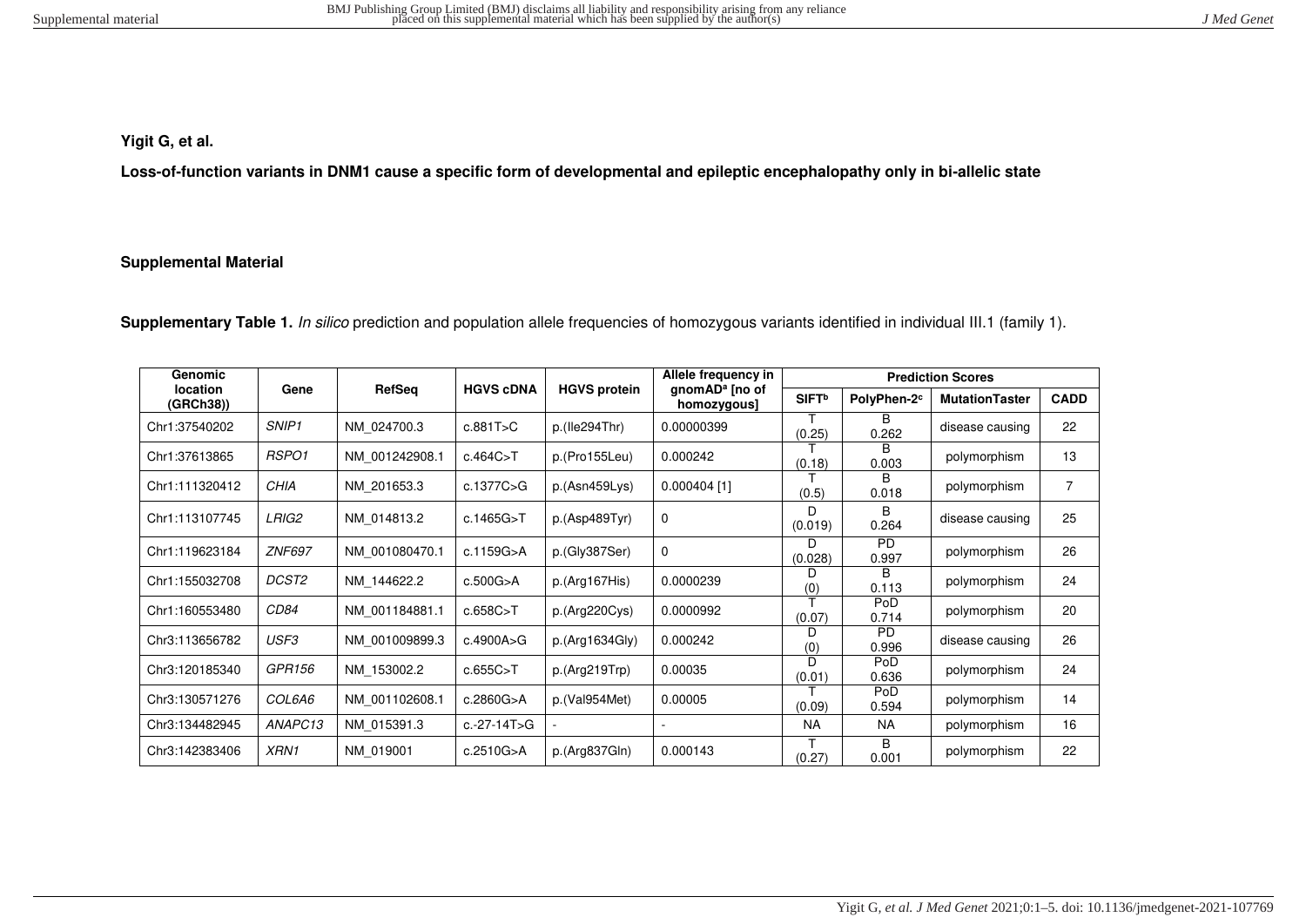**Yigit G, et al.**

**Loss-of-function variants in DNM1 cause a specific form of developmental and epileptic encephalopathy only in bi-allelic state**

**Supplemental Material**

**Supplementary Table 1.** *In silico* prediction and population allele frequencies of homozygous variants identified in individual III.1 (family 1).

| Genomic location (GRCh38)) | Gene | RefSeq | HGVS cDNA | HGVS protein | Allele frequency in gnomAD[a] [no of homozygous] | Prediction Scores | | | |
|---|---|---|---|---|---|---|---|---|---|
| | | | | | | SIFT[b] | PolyPhen-2[c] | MutationTaster | CADD |
| Chr1:37540202 | *SNIP1* | NM_024700.3 | c.881T>C | p.(Ile294Thr) | 0.00000399 | T (0.25) | B 0.262 | disease causing | 22 |
| Chr1:37613865 | *RSPO1* | NM_001242908.1 | c.464C>T | p.(Pro155Leu) | 0.000242 | T (0.18) | B 0.003 | polymorphism | 13 |
| Chr1:111320412 | *CHIA* | NM_201653.3 | c.1377C>G | p.(Asn459Lys) | 0.000404 [1] | T (0.5) | B 0.018 | polymorphism | 7 |
| Chr1:113107745 | *LRIG2* | NM_014813.2 | c.1465G>T | p.(Asp489Tyr) | 0 | D (0.019) | B 0.264 | disease causing | 25 |
| Chr1:119623184 | *ZNF697* | NM_001080470.1 | c.1159G>A | p.(Gly387Ser) | 0 | D (0.028) | PD 0.997 | polymorphism | 26 |
| Chr1:155032708 | *DCST2* | NM_144622.2 | c.500G>A | p.(Arg167His) | 0.0000239 | D (0) | B 0.113 | polymorphism | 24 |
| Chr1:160553480 | *CD84* | NM_001184881.1 | c.658C>T | p.(Arg220Cys) | 0.0000992 | T (0.07) | PoD 0.714 | polymorphism | 20 |
| Chr3:113656782 | *USF3* | NM_001009899.3 | c.4900A>G | p.(Arg1634Gly) | 0.000242 | D (0) | PD 0.996 | disease causing | 26 |
| Chr3:120185340 | *GPR156* | NM_153002.2 | c.655C>T | p.(Arg219Trp) | 0.00035 | D (0.01) | PoD 0.636 | polymorphism | 24 |
| Chr3:130571276 | *COL6A6* | NM_001102608.1 | c.2860G>A | p.(Val954Met) | 0.00005 | T (0.09) | PoD 0.594 | polymorphism | 14 |
| Chr3:134482945 | *ANAPC13* | NM_015391.3 | c.-27-14T>G | - | - | NA | NA | polymorphism | 16 |
| Chr3:142383406 | *XRN1* | NM_019001 | c.2510G>A | p.(Arg837Gln) | 0.000143 | T (0.27) | B 0.001 | polymorphism | 22 |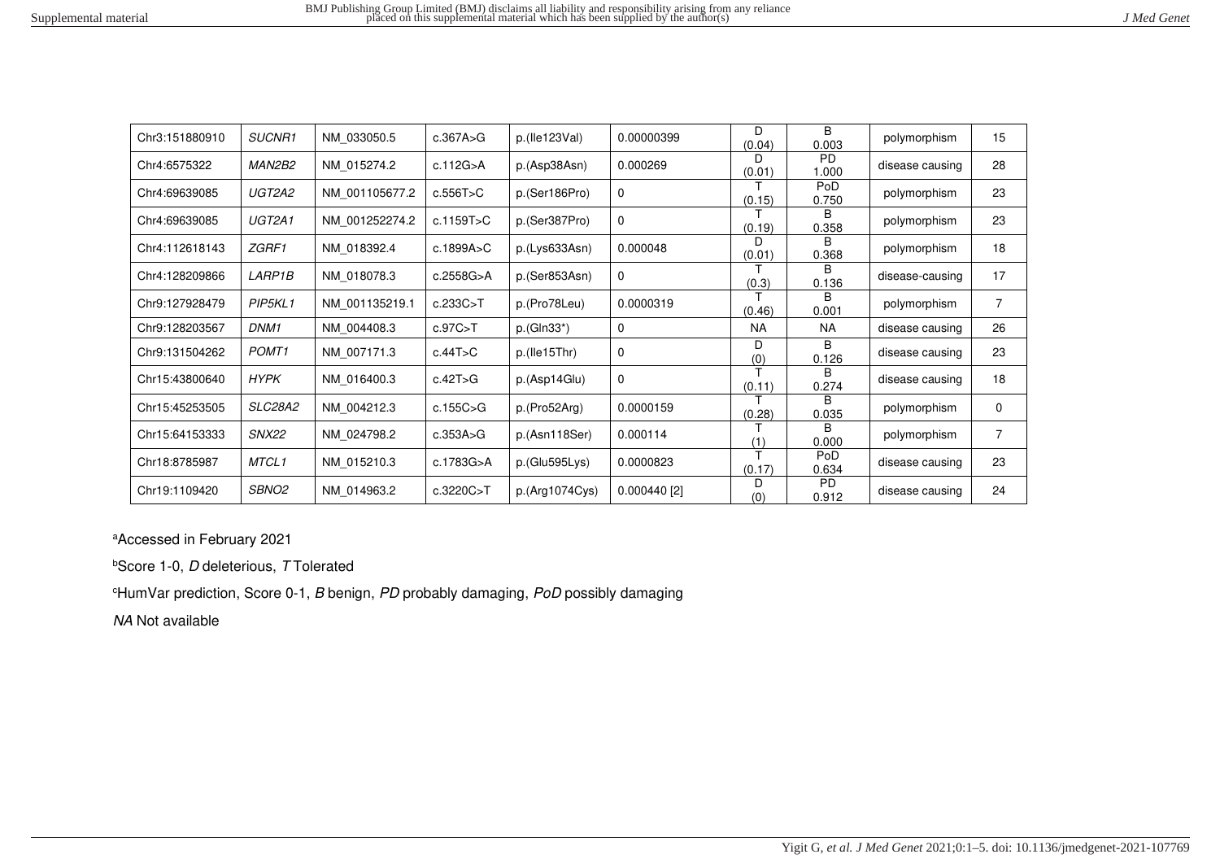| Chr3:151880910 | *SUCNR1* | NM_033050.5 | c.367A>G | p.(Ile123Val) | 0.00000399 | D (0.04) | B 0.003 | polymorphism | 15 |
|---|---|---|---|---|---|---|---|---|---|
| Chr4:6575322 | *MAN2B2* | NM_015274.2 | c.112G>A | p.(Asp38Asn) | 0.000269 | D (0.01) | PD 1.000 | disease causing | 28 |
| Chr4:69639085 | *UGT2A2* | NM_001105677.2 | c.556T>C | p.(Ser186Pro) | 0 | T (0.15) | PoD 0.750 | polymorphism | 23 |
| Chr4:69639085 | *UGT2A1* | NM_001252274.2 | c.1159T>C | p.(Ser387Pro) | 0 | T (0.19) | B 0.358 | polymorphism | 23 |
| Chr4:112618143 | *ZGRF1* | NM_018392.4 | c.1899A>C | p.(Lys633Asn) | 0.000048 | D (0.01) | B 0.368 | polymorphism | 18 |
| Chr4:128209866 | *LARP1B* | NM_018078.3 | c.2558G>A | p.(Ser853Asn) | 0 | T (0.3) | B 0.136 | disease-causing | 17 |
| Chr9:127928479 | *PIP5KL1* | NM_001135219.1 | c.233C>T | p.(Pro78Leu) | 0.0000319 | T (0.46) | B 0.001 | polymorphism | 7 |
| Chr9:128203567 | *DNM1* | NM_004408.3 | c.97C>T | p.(Gln33*) | 0 | NA | NA | disease causing | 26 |
| Chr9:131504262 | *POMT1* | NM_007171.3 | c.44T>C | p.(Ile15Thr) | 0 | D (0) | B 0.126 | disease causing | 23 |
| Chr15:43800640 | *HYPK* | NM_016400.3 | c.42T>G | p.(Asp14Glu) | 0 | T (0.11) | B 0.274 | disease causing | 18 |
| Chr15:45253505 | *SLC28A2* | NM_004212.3 | c.155C>G | p.(Pro52Arg) | 0.0000159 | T (0.28) | B 0.035 | polymorphism | 0 |
| Chr15:64153333 | *SNX22* | NM_024798.2 | c.353A>G | p.(Asn118Ser) | 0.000114 | T (1) | B 0.000 | polymorphism | 7 |
| Chr18:8785987 | *MTCL1* | NM_015210.3 | c.1783G>A | p.(Glu595Lys) | 0.0000823 | T (0.17) | PoD 0.634 | disease causing | 23 |
| Chr19:1109420 | *SBNO2* | NM_014963.2 | c.3220C>T | p.(Arg1074Cys) | 0.000440 [2] | D (0) | PD 0.912 | disease causing | 24 |

[a]Accessed in February 2021

[b]Score 1-0, *D* deleterious, *T* Tolerated

[c]HumVar prediction, Score 0-1, *B* benign, *PD* probably damaging, *PoD* possibly damaging

*NA* Not available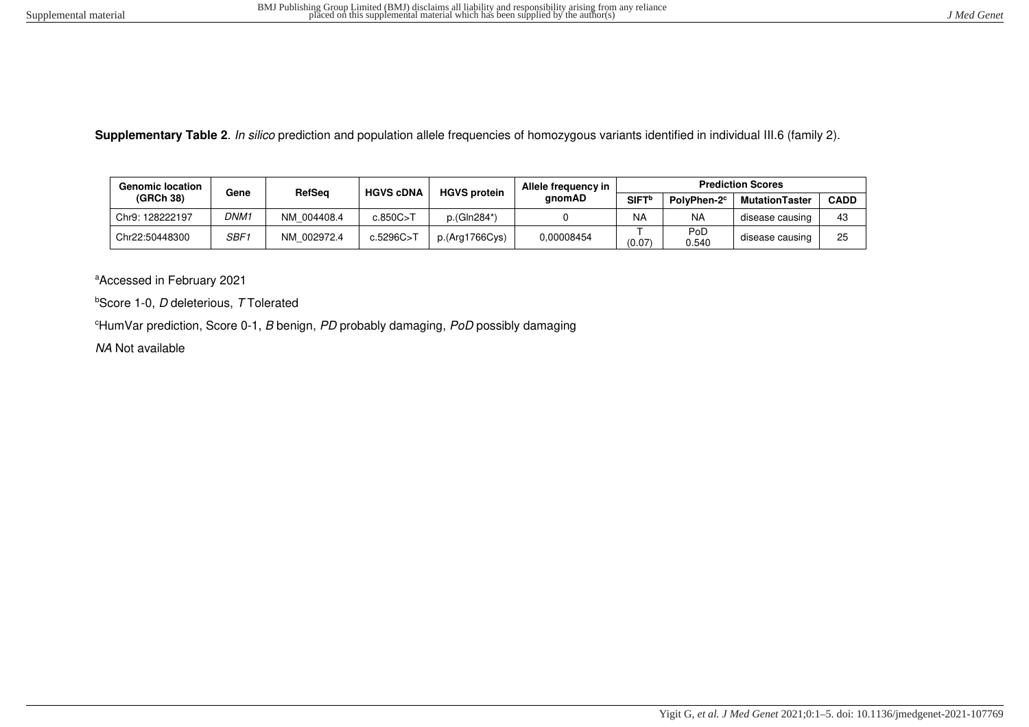**Supplementary Table 2**. *In silico* prediction and population allele frequencies of homozygous variants identified in individual III.6 (family 2).

| Genomic location (GRCh 38) | Gene | RefSeq | HGVS cDNA | HGVS protein | Allele frequency in gnomAD | Prediction Scores | | | |
|---|---|---|---|---|---|---|---|---|---|
| | | | | | | SIFT[b] | PolyPhen-2[c] | MutationTaster | CADD |
| Chr9: 128222197 | *DNM1* | NM_004408.4 | c.850C>T | p.(Gln284*) | 0 | NA | NA | disease causing | 43 |
| Chr22:50448300 | *SBF1* | NM_002972.4 | c.5296C>T | p.(Arg1766Cys) | 0,00008454 | T (0.07) | PoD 0.540 | disease causing | 25 |

[a]Accessed in February 2021

[b]Score 1-0, *D* deleterious, *T* Tolerated

[c]HumVar prediction, Score 0-1, *B* benign, *PD* probably damaging, *PoD* possibly damaging

*NA* Not available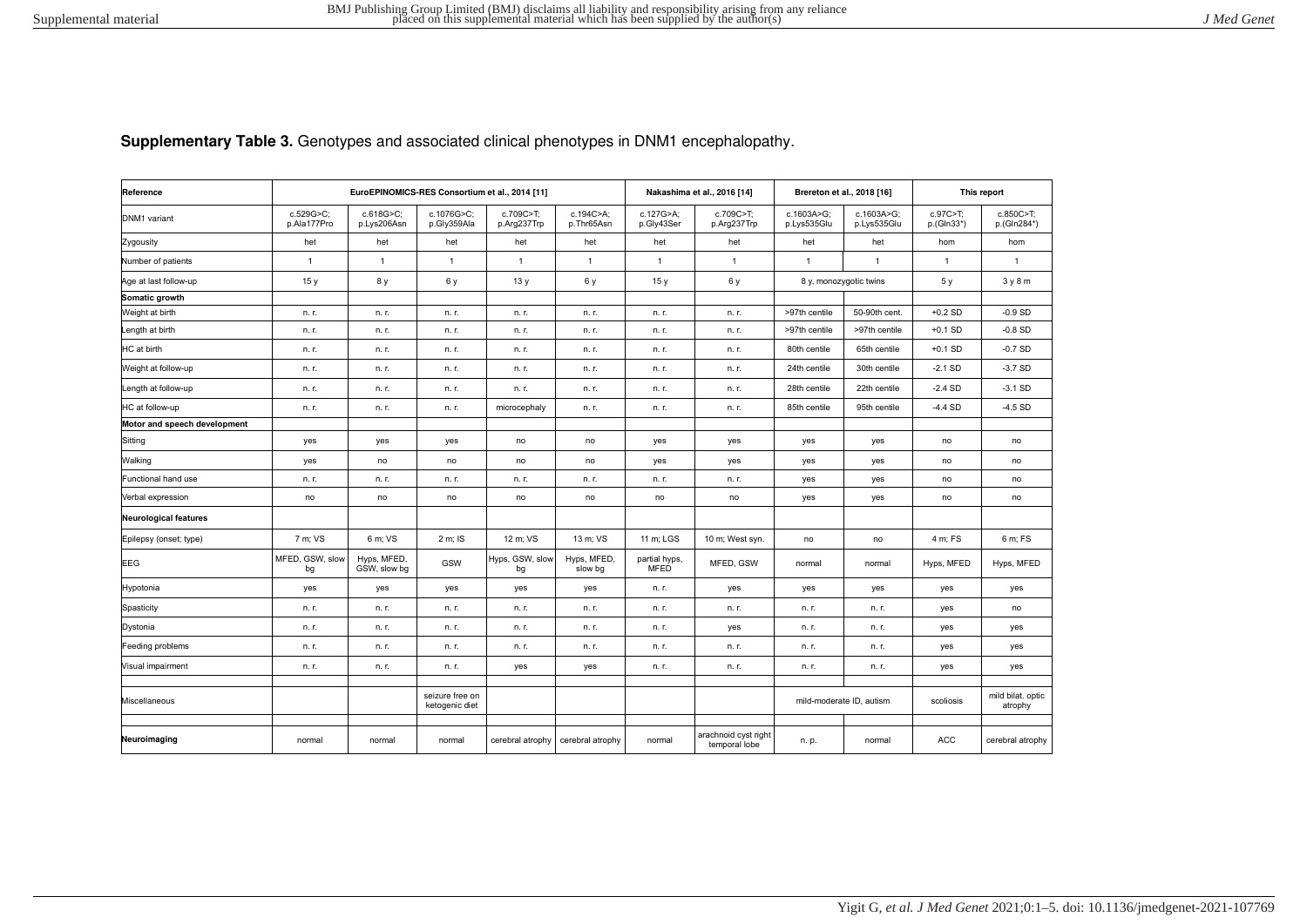**Supplementary Table 3.** Genotypes and associated clinical phenotypes in DNM1 encephalopathy.

| Reference | EuroEPINOMICS-RES Consortium et al., 2014 [11] | | | | | Nakashima et al., 2016 [14] | | Brereton et al., 2018 [16] | | This report | |
|---|---|---|---|---|---|---|---|---|---|---|---|
| DNM1 variant | c.529G>C; p.Ala177Pro | c.618G>C; p.Lys206Asn | c.1076G>C; p.Gly359Ala | c.709C>T; p.Arg237Trp | c.194C>A; p.Thr65Asn | c.127G>A; p.Gly43Ser | c.709C>T; p.Arg237Trp | c.1603A>G; p.Lys535Glu | c.1603A>G; p.Lys535Glu | c.97C>T; p.(Gln33*) | c.850C>T; p.(Gln284*) |
| Zygousity | het | het | het | het | het | het | het | het | het | hom | hom |
| Number of patients | 1 | 1 | 1 | 1 | 1 | 1 | 1 | 1 | 1 | 1 | 1 |
| Age at last follow-up | 15 y | 8 y | 6 y | 13 y | 6 y | 15 y | 6 y | 8 y, monozygotic twins | | 5 y | 3 y 8 m |
| **Somatic growth** | | | | | | | | | | | |
| Weight at birth | n. r. | n. r. | n. r. | n. r. | n. r. | n. r. | n. r. | >97th centile | 50-90th cent. | +0.2 SD | -0.9 SD |
| Length at birth | n. r. | n. r. | n. r. | n. r. | n. r. | n. r. | n. r. | >97th centile | >97th centile | +0.1 SD | -0.8 SD |
| HC at birth | n. r. | n. r. | n. r. | n. r. | n. r. | n. r. | n. r. | 80th centile | 65th centile | +0.1 SD | -0.7 SD |
| Weight at follow-up | n. r. | n. r. | n. r. | n. r. | n. r. | n. r. | n. r. | 24th centile | 30th centile | -2.1 SD | -3.7 SD |
| Length at follow-up | n. r. | n. r. | n. r. | n. r. | n. r. | n. r. | n. r. | 28th centile | 22th centile | -2.4 SD | -3.1 SD |
| HC at follow-up | n. r. | n. r. | n. r. | microcephaly | n. r. | n. r. | n. r. | 85th centile | 95th centile | -4.4 SD | -4.5 SD |
| **Motor and speech development** | | | | | | | | | | | |
| Sitting | yes | yes | yes | no | no | yes | yes | yes | yes | no | no |
| Walking | yes | no | no | no | no | yes | yes | yes | yes | no | no |
| Functional hand use | n. r. | n. r. | n. r. | n. r. | n. r. | n. r. | n. r. | yes | yes | no | no |
| Verbal expression | no | no | no | no | no | no | no | yes | yes | no | no |
| **Neurological features** | | | | | | | | | | | |
| Epilepsy (onset; type) | 7 m; VS | 6 m; VS | 2 m; IS | 12 m; VS | 13 m; VS | 11 m; LGS | 10 m; West syn. | no | no | 4 m; FS | 6 m; FS |
| EEG | MFED, GSW, slow bg | Hyps, MFED, GSW, slow bg | GSW | Hyps, GSW, slow bg | Hyps, MFED, slow bg | partial hyps, MFED | MFED, GSW | normal | normal | Hyps, MFED | Hyps, MFED |
| Hypotonia | yes | yes | yes | yes | yes | n. r. | yes | yes | yes | yes | yes |
| Spasticity | n. r. | n. r. | n. r. | n. r. | n. r. | n. r. | n. r. | n. r. | n. r. | yes | no |
| Dystonia | n. r. | n. r. | n. r. | n. r. | n. r. | n. r. | yes | n. r. | n. r. | yes | yes |
| Feeding problems | n. r. | n. r. | n. r. | n. r. | n. r. | n. r. | n. r. | n. r. | n. r. | yes | yes |
| Visual impairment | n. r. | n. r. | n. r. | yes | yes | n. r. | n. r. | n. r. | n. r. | yes | yes |
| Miscellaneous | | | seizure free on ketogenic diet | | | | | mild-moderate ID, autism | | scoliosis | mild bilat. optic atrophy |
| **Neuroimaging** | normal | normal | normal | cerebral atrophy | cerebral atrophy | normal | arachnoid cyst right temporal lobe | n. p. | normal | ACC | cerebral atrophy |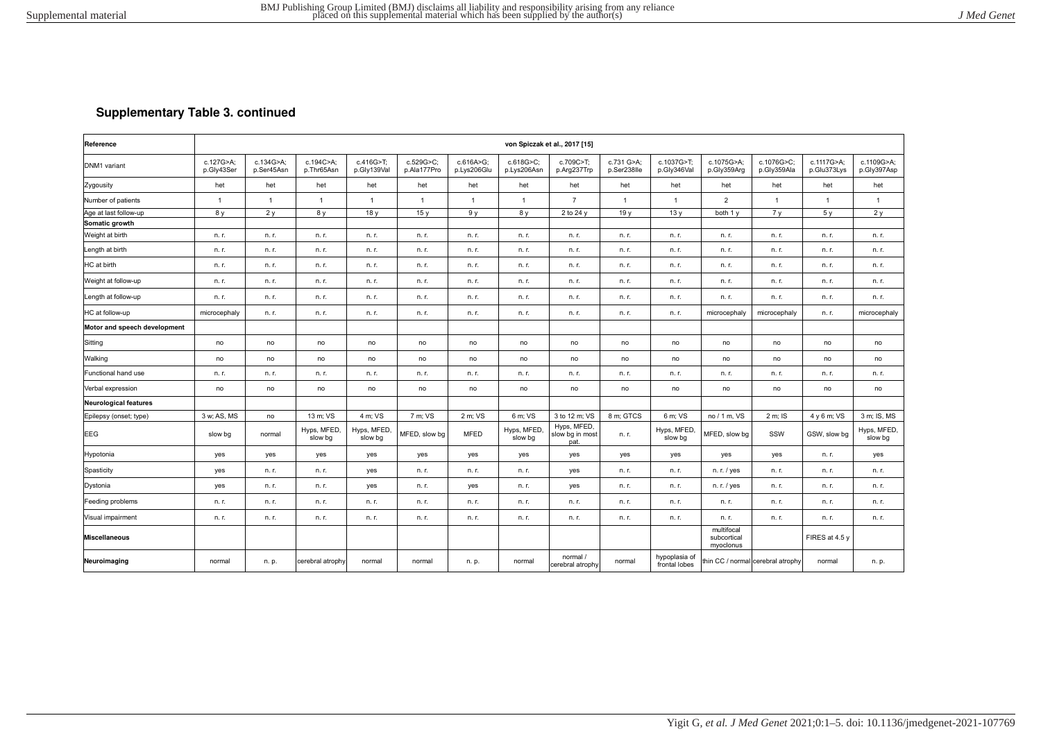## Supplementary Table 3. continued

| Reference | von Spiczak et al., 2017 [15] | | | | | | | | | | | | | |
|---|---|---|---|---|---|---|---|---|---|---|---|---|---|---|
| DNM1 variant | c.127G>A; p.Gly43Ser | c.134G>A; p.Ser45Asn | c.194C>A; p.Thr65Asn | c.416G>T; p.Gly139Val | c.529G>C; p.Ala177Pro | c.616A>G; p.Lys206Glu | c.618G>C; p.Lys206Asn | c.709C>T; p.Arg237Trp | c.731 G>A; p.Ser238Ile | c.1037G>T; p.Gly346Val | c.1075G>A; p.Gly359Arg | c.1076G>C; p.Gly359Ala | c.1117G>A; p.Glu373Lys | c.1109G>A; p.Gly397Asp |
| Zygousity | het | het | het | het | het | het | het | het | het | het | het | het | het | het |
| Number of patients | 1 | 1 | 1 | 1 | 1 | 1 | 1 | 7 | 1 | 1 | 2 | 1 | 1 | 1 |
| Age at last follow-up | 8 y | 2 y | 8 y | 18 y | 15 y | 9 y | 8 y | 2 to 24 y | 19 y | 13 y | both 1 y | 7 y | 5 y | 2 y |
| **Somatic growth** | | | | | | | | | | | | | | |
| Weight at birth | n. r. | n. r. | n. r. | n. r. | n. r. | n. r. | n. r. | n. r. | n. r. | n. r. | n. r. | n. r. | n. r. | n. r. |
| Length at birth | n. r. | n. r. | n. r. | n. r. | n. r. | n. r. | n. r. | n. r. | n. r. | n. r. | n. r. | n. r. | n. r. | n. r. |
| HC at birth | n. r. | n. r. | n. r. | n. r. | n. r. | n. r. | n. r. | n. r. | n. r. | n. r. | n. r. | n. r. | n. r. | n. r. |
| Weight at follow-up | n. r. | n. r. | n. r. | n. r. | n. r. | n. r. | n. r. | n. r. | n. r. | n. r. | n. r. | n. r. | n. r. | n. r. |
| Length at follow-up | n. r. | n. r. | n. r. | n. r. | n. r. | n. r. | n. r. | n. r. | n. r. | n. r. | n. r. | n. r. | n. r. | n. r. |
| HC at follow-up | microcephaly | n. r. | n. r. | n. r. | n. r. | n. r. | n. r. | n. r. | n. r. | n. r. | microcephaly | microcephaly | n. r. | microcephaly |
| **Motor and speech development** | | | | | | | | | | | | | | |
| Sitting | no | no | no | no | no | no | no | no | no | no | no | no | no | no |
| Walking | no | no | no | no | no | no | no | no | no | no | no | no | no | no |
| Functional hand use | n. r. | n. r. | n. r. | n. r. | n. r. | n. r. | n. r. | n. r. | n. r. | n. r. | n. r. | n. r. | n. r. | n. r. |
| Verbal expression | no | no | no | no | no | no | no | no | no | no | no | no | no | no |
| **Neurological features** | | | | | | | | | | | | | | |
| Epilepsy (onset; type) | 3 w; AS, MS | no | 13 m; VS | 4 m; VS | 7 m; VS | 2 m; VS | 6 m; VS | 3 to 12 m; VS | 8 m; GTCS | 6 m; VS | no / 1 m, VS | 2 m; IS | 4 y 6 m; VS | 3 m; IS, MS |
| EEG | slow bg | normal | Hyps, MFED, slow bg | Hyps, MFED, slow bg | MFED, slow bg | MFED | Hyps, MFED, slow bg | Hyps, MFED, slow bg in most pat. | n. r. | Hyps, MFED, slow bg | MFED, slow bg | SSW | GSW, slow bg | Hyps, MFED, slow bg |
| Hypotonia | yes | yes | yes | yes | yes | yes | yes | yes | yes | yes | yes | yes | n. r. | yes |
| Spasticity | yes | n. r. | n. r. | yes | n. r. | n. r. | n. r. | yes | n. r. | n. r. | n. r. / yes | n. r. | n. r. | n. r. |
| Dystonia | yes | n. r. | n. r. | yes | n. r. | yes | n. r. | yes | n. r. | n. r. | n. r. / yes | n. r. | n. r. | n. r. |
| Feeding problems | n. r. | n. r. | n. r. | n. r. | n. r. | n. r. | n. r. | n. r. | n. r. | n. r. | n. r. | n. r. | n. r. | n. r. |
| Visual impairment | n. r. | n. r. | n. r. | n. r. | n. r. | n. r. | n. r. | n. r. | n. r. | n. r. | n. r. | n. r. | n. r. | n. r. |
| **Miscellaneous** | | | | | | | | | | | multifocal subcortical myoclonus | | FIRES at 4.5 y | |
| **Neuroimaging** | normal | n. p. | cerebral atrophy | normal | normal | n. p. | normal | normal / cerebral atrophy | normal | hypoplasia of frontal lobes | thin CC / normal | cerebral atrophy | normal | n. p. |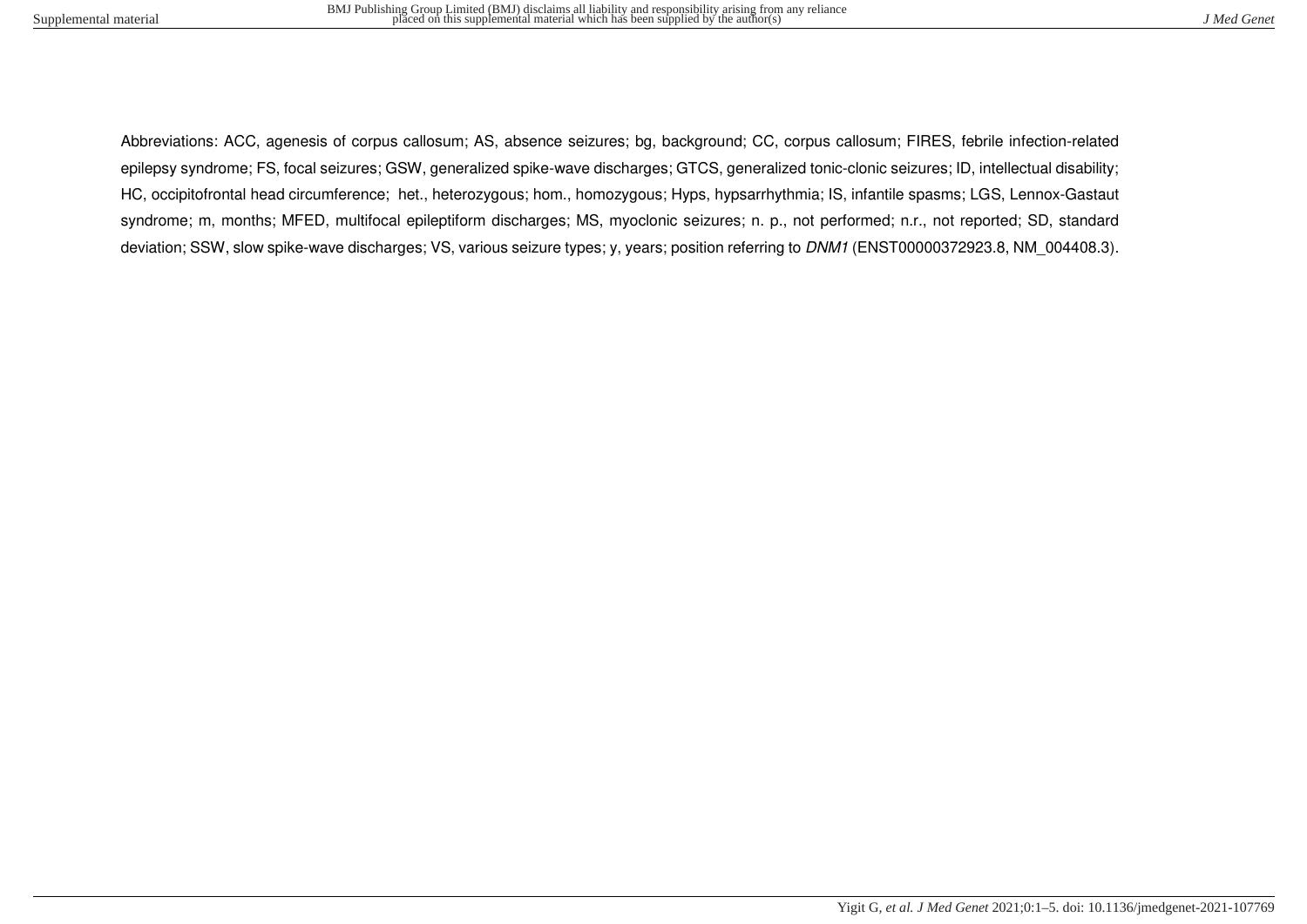Abbreviations: ACC, agenesis of corpus callosum; AS, absence seizures; bg, background; CC, corpus callosum; FIRES, febrile infection-related epilepsy syndrome; FS, focal seizures; GSW, generalized spike-wave discharges; GTCS, generalized tonic-clonic seizures; ID, intellectual disability; HC, occipitofrontal head circumference; het., heterozygous; hom., homozygous; Hyps, hypsarrhythmia; IS, infantile spasms; LGS, Lennox-Gastaut syndrome; m, months; MFED, multifocal epileptiform discharges; MS, myoclonic seizures; n. p., not performed; n.r., not reported; SD, standard deviation; SSW, slow spike-wave discharges; VS, various seizure types; y, years; position referring to *DNM1* (ENST00000372923.8, NM_004408.3).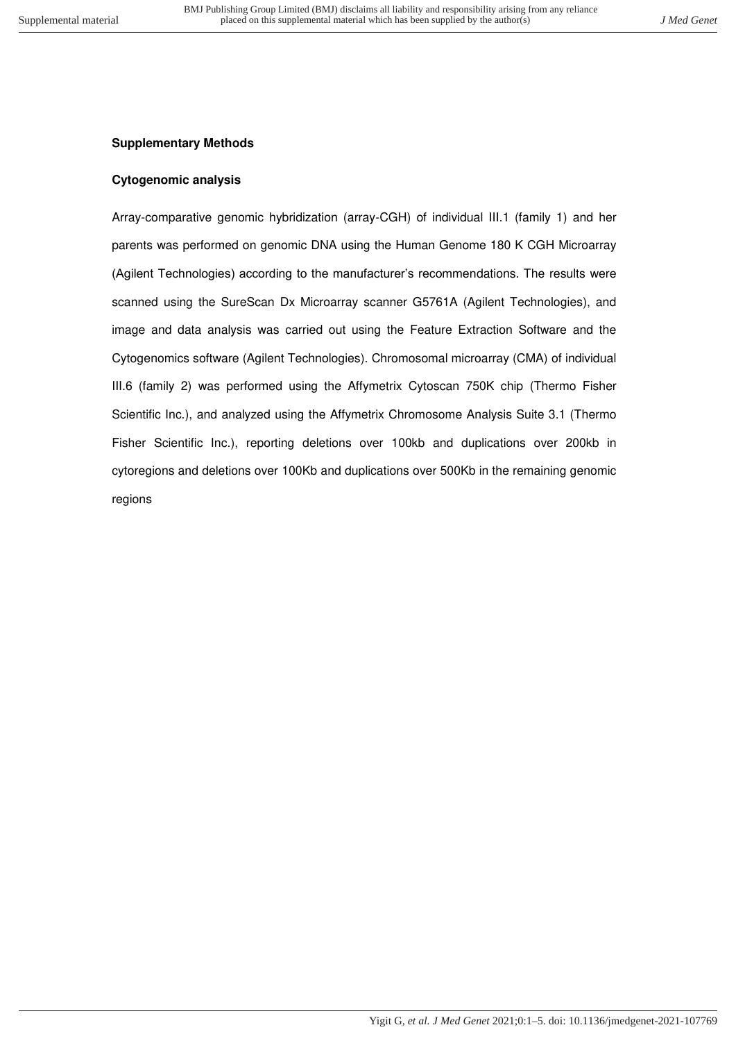**Supplementary Methods**

**Cytogenomic analysis**

Array-comparative genomic hybridization (array-CGH) of individual III.1 (family 1) and her parents was performed on genomic DNA using the Human Genome 180 K CGH Microarray (Agilent Technologies) according to the manufacturer's recommendations. The results were scanned using the SureScan Dx Microarray scanner G5761A (Agilent Technologies), and image and data analysis was carried out using the Feature Extraction Software and the Cytogenomics software (Agilent Technologies). Chromosomal microarray (CMA) of individual III.6 (family 2) was performed using the Affymetrix Cytoscan 750K chip (Thermo Fisher Scientific Inc.), and analyzed using the Affymetrix Chromosome Analysis Suite 3.1 (Thermo Fisher Scientific Inc.), reporting deletions over 100kb and duplications over 200kb in cytoregions and deletions over 100Kb and duplications over 500Kb in the remaining genomic regions